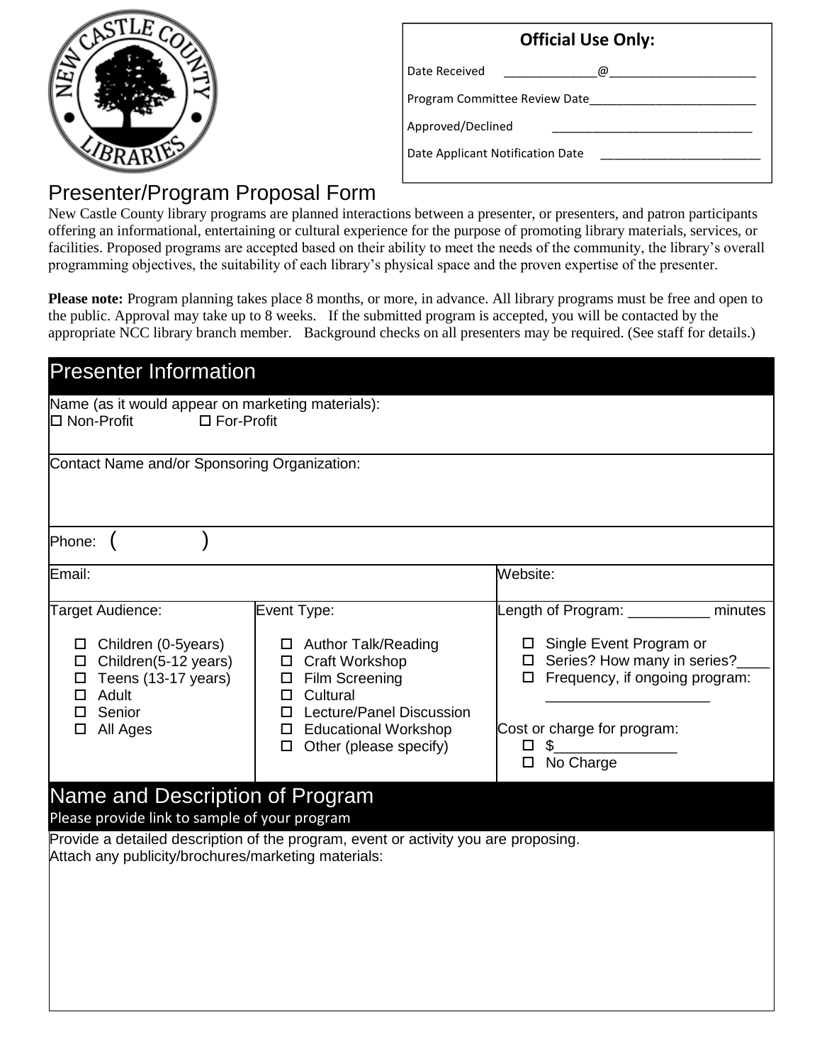**Official Use Only:**

Date Received ______________@______________________

Program Committee Review Date_________________________

Approved/Declined _______________________________

Date Applicant Notification Date _________________________

# Presenter/Program Proposal Form

New Castle County library programs are planned interactions between a presenter, or presenters, and patron participants offering an informational, entertaining or cultural experience for the purpose of promoting library materials, services, or facilities. Proposed programs are accepted based on their ability to meet the needs of the community, the library's overall programming objectives, the suitability of each library's physical space and the proven expertise of the presenter.

**Please note:** Program planning takes place 8 months, or more, in advance. All library programs must be free and open to the public. Approval may take up to 8 weeks. If the submitted program is accepted, you will be contacted by the appropriate NCC library branch member. Background checks on all presenters may be required. (See staff for details.)

## Presenter Information

Name (as it would appear on marketing materials):
☐ Non-Profit ☐ For-Profit

Contact Name and/or Sponsoring Organization:

Phone: ( )

Email:

Website:

| Target Audience: | Event Type: | Length of Program: __________ minutes |
|---|---|---|
| ☐ Children (0-5years)<br>☐ Children(5-12 years)<br>☐ Teens (13-17 years)<br>☐ Adult<br>☐ Senior<br>☐ All Ages | ☐ Author Talk/Reading<br>☐ Craft Workshop<br>☐ Film Screening<br>☐ Cultural<br>☐ Lecture/Panel Discussion<br>☐ Educational Workshop<br>☐ Other (please specify) | ☐ Single Event Program or<br>☐ Series? How many in series?____<br>☐ Frequency, if ongoing program: ____________________<br><br>Cost or charge for program:<br>☐ $_______________<br>☐ No Charge |

## Name and Description of Program

Please provide link to sample of your program

Provide a detailed description of the program, event or activity you are proposing.
Attach any publicity/brochures/marketing materials: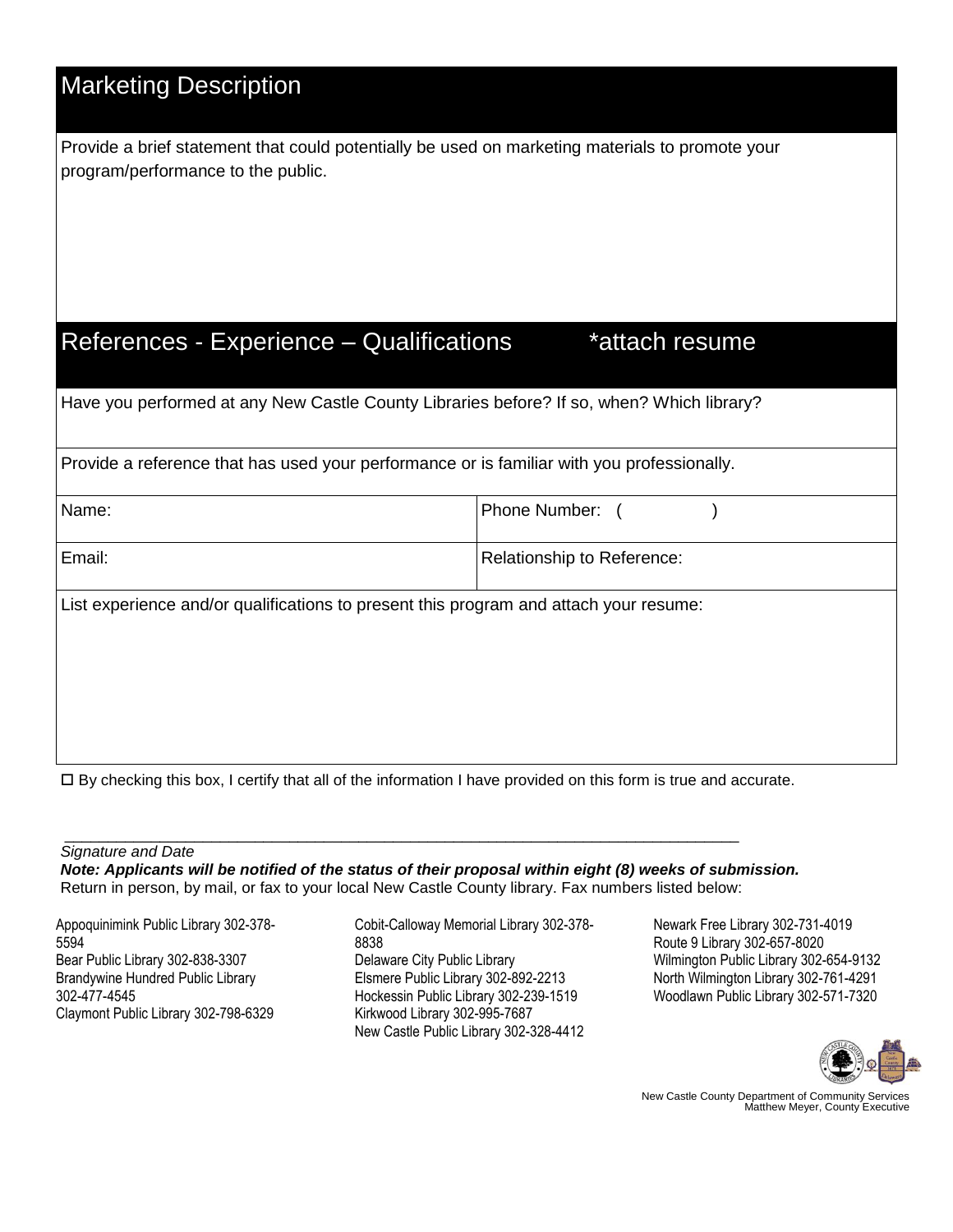## Marketing Description

Provide a brief statement that could potentially be used on marketing materials to promote your program/performance to the public.

## References - Experience – Qualifications *attach resume

Have you performed at any New Castle County Libraries before? If so, when? Which library?

Provide a reference that has used your performance or is familiar with you professionally.

| | |
|---|---|
| Name: | Phone Number: ( ) |
| Email: | Relationship to Reference: |

List experience and/or qualifications to present this program and attach your resume:

☐ By checking this box, I certify that all of the information I have provided on this form is true and accurate.

_______________________________________________________________________________

*Signature and Date*

***Note: Applicants will be notified of the status of their proposal within eight (8) weeks of submission.***

Return in person, by mail, or fax to your local New Castle County library. Fax numbers listed below:

Appoquinimink Public Library 302-378-5594
Bear Public Library 302-838-3307
Brandywine Hundred Public Library 302-477-4545
Claymont Public Library 302-798-6329
Cobit-Calloway Memorial Library 302-378-8838
Delaware City Public Library
Elsmere Public Library 302-892-2213
Hockessin Public Library 302-239-1519
Kirkwood Library 302-995-7687
New Castle Public Library 302-328-4412
Newark Free Library 302-731-4019
Route 9 Library 302-657-8020
Wilmington Public Library 302-654-9132
North Wilmington Library 302-761-4291
Woodlawn Public Library 302-571-7320

New Castle County Department of Community Services
Matthew Meyer, County Executive